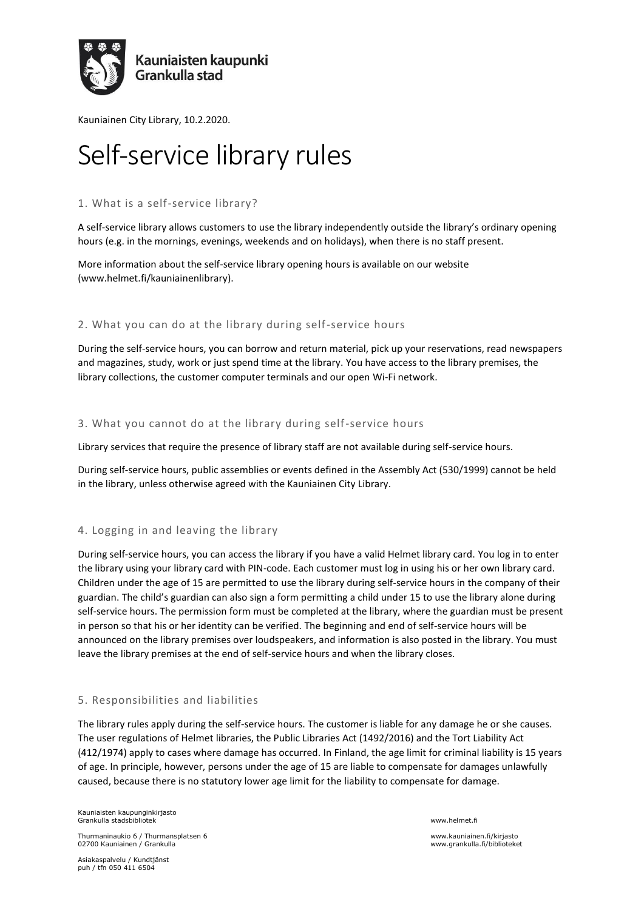Kauniaisten kaupunki
Grankulla stad

Kauniainen City Library, 10.2.2020.

# Self-service library rules

## 1. What is a self-service library?

A self-service library allows customers to use the library independently outside the library's ordinary opening hours (e.g. in the mornings, evenings, weekends and on holidays), when there is no staff present.

More information about the self-service library opening hours is available on our website (www.helmet.fi/kauniainenlibrary).

## 2. What you can do at the library during self-service hours

During the self-service hours, you can borrow and return material, pick up your reservations, read newspapers and magazines, study, work or just spend time at the library. You have access to the library premises, the library collections, the customer computer terminals and our open Wi-Fi network.

## 3. What you cannot do at the library during self-service hours

Library services that require the presence of library staff are not available during self-service hours.

During self-service hours, public assemblies or events defined in the Assembly Act (530/1999) cannot be held in the library, unless otherwise agreed with the Kauniainen City Library.

## 4. Logging in and leaving the library

During self-service hours, you can access the library if you have a valid Helmet library card. You log in to enter the library using your library card with PIN-code. Each customer must log in using his or her own library card. Children under the age of 15 are permitted to use the library during self-service hours in the company of their guardian. The child's guardian can also sign a form permitting a child under 15 to use the library alone during self-service hours. The permission form must be completed at the library, where the guardian must be present in person so that his or her identity can be verified. The beginning and end of self-service hours will be announced on the library premises over loudspeakers, and information is also posted in the library. You must leave the library premises at the end of self-service hours and when the library closes.

## 5. Responsibilities and liabilities

The library rules apply during the self-service hours. The customer is liable for any damage he or she causes. The user regulations of Helmet libraries, the Public Libraries Act (1492/2016) and the Tort Liability Act (412/1974) apply to cases where damage has occurred. In Finland, the age limit for criminal liability is 15 years of age. In principle, however, persons under the age of 15 are liable to compensate for damages unlawfully caused, because there is no statutory lower age limit for the liability to compensate for damage.

Kauniaisten kaupunginkirjasto
Grankulla stadsbibliotek

Thurmaninaukio 6 / Thurmansplatsen 6
02700 Kauniainen / Grankulla

Asiakaspalvelu / Kundtjänst
puh / tfn 050 411 6504

www.helmet.fi

www.kauniainen.fi/kirjasto
www.grankulla.fi/biblioteket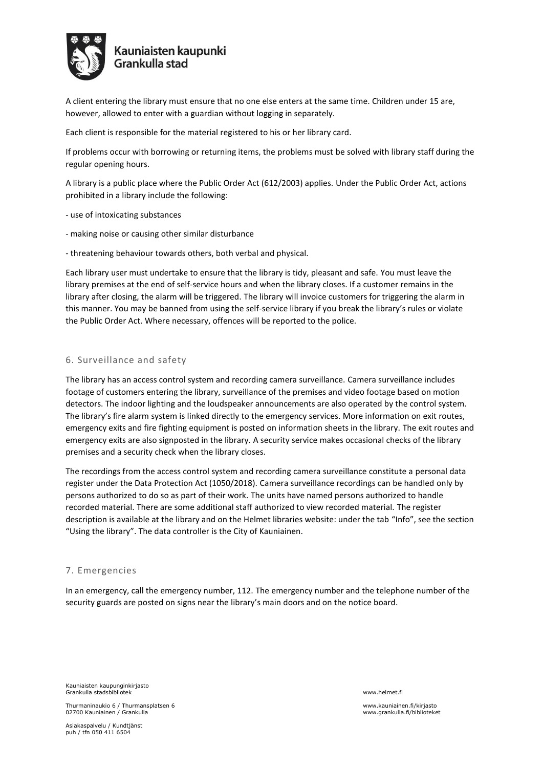A client entering the library must ensure that no one else enters at the same time. Children under 15 are, however, allowed to enter with a guardian without logging in separately.

Each client is responsible for the material registered to his or her library card.

If problems occur with borrowing or returning items, the problems must be solved with library staff during the regular opening hours.

A library is a public place where the Public Order Act (612/2003) applies. Under the Public Order Act, actions prohibited in a library include the following:

- use of intoxicating substances
- making noise or causing other similar disturbance
- threatening behaviour towards others, both verbal and physical.

Each library user must undertake to ensure that the library is tidy, pleasant and safe. You must leave the library premises at the end of self-service hours and when the library closes. If a customer remains in the library after closing, the alarm will be triggered. The library will invoice customers for triggering the alarm in this manner. You may be banned from using the self-service library if you break the library's rules or violate the Public Order Act. Where necessary, offences will be reported to the police.

## 6. Surveillance and safety

The library has an access control system and recording camera surveillance. Camera surveillance includes footage of customers entering the library, surveillance of the premises and video footage based on motion detectors. The indoor lighting and the loudspeaker announcements are also operated by the control system. The library's fire alarm system is linked directly to the emergency services. More information on exit routes, emergency exits and fire fighting equipment is posted on information sheets in the library. The exit routes and emergency exits are also signposted in the library. A security service makes occasional checks of the library premises and a security check when the library closes.

The recordings from the access control system and recording camera surveillance constitute a personal data register under the Data Protection Act (1050/2018). Camera surveillance recordings can be handled only by persons authorized to do so as part of their work. The units have named persons authorized to handle recorded material. There are some additional staff authorized to view recorded material. The register description is available at the library and on the Helmet libraries website: under the tab "Info", see the section "Using the library". The data controller is the City of Kauniainen.

## 7. Emergencies

In an emergency, call the emergency number, 112. The emergency number and the telephone number of the security guards are posted on signs near the library's main doors and on the notice board.